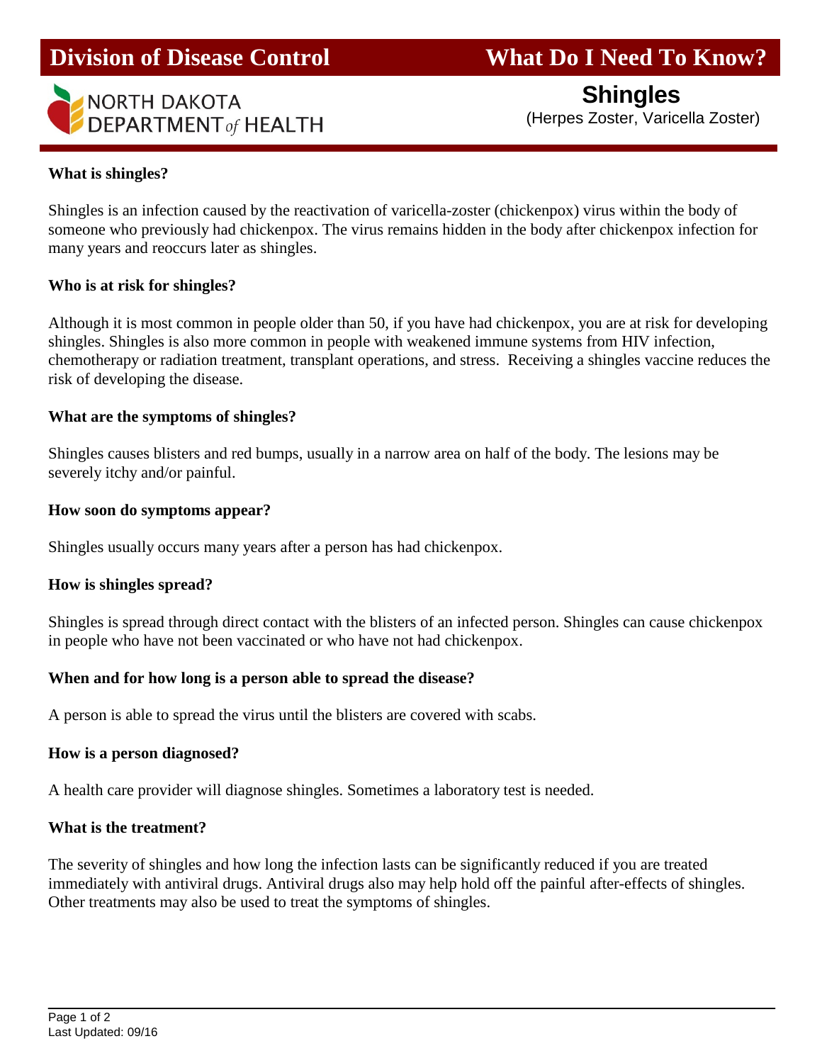# Division of Division of Disease Control

**What Do I Need To Know?**

NORTH DAKOTA DEPARTMENT *of* HEALTH

## Shingles

(Herpes Zoster, Varicella Zoster)

**What is shingles?**

Shingles is an infection caused by the reactivation of varicella-zoster (chickenpox) virus within the body of someone who previously had chickenpox. The virus remains hidden in the body after chickenpox infection for many years and reoccurs later as shingles.

**Who is at risk for shingles?**

Although it is most common in people older than 50, if you have had chickenpox, you are at risk for developing shingles. Shingles is also more common in people with weakened immune systems from HIV infection, chemotherapy or radiation treatment, transplant operations, and stress. Receiving a shingles vaccine reduces the risk of developing the disease.

**What are the symptoms of shingles?**

Shingles causes blisters and red bumps, usually in a narrow area on half of the body. The lesions may be severely itchy and/or painful.

**How soon do symptoms appear?**

Shingles usually occurs many years after a person has had chickenpox.

**How is shingles spread?**

Shingles is spread through direct contact with the blisters of an infected person. Shingles can cause chickenpox in people who have not been vaccinated or who have not had chickenpox.

**When and for how long is a person able to spread the disease?**

A person is able to spread the virus until the blisters are covered with scabs.

**How is a person diagnosed?**

A health care provider will diagnose shingles. Sometimes a laboratory test is needed.

**What is the treatment?**

The severity of shingles and how long the infection lasts can be significantly reduced if you are treated immediately with antiviral drugs. Antiviral drugs also may help hold off the painful after-effects of shingles. Other treatments may also be used to treat the symptoms of shingles.

Last Updated: 09/16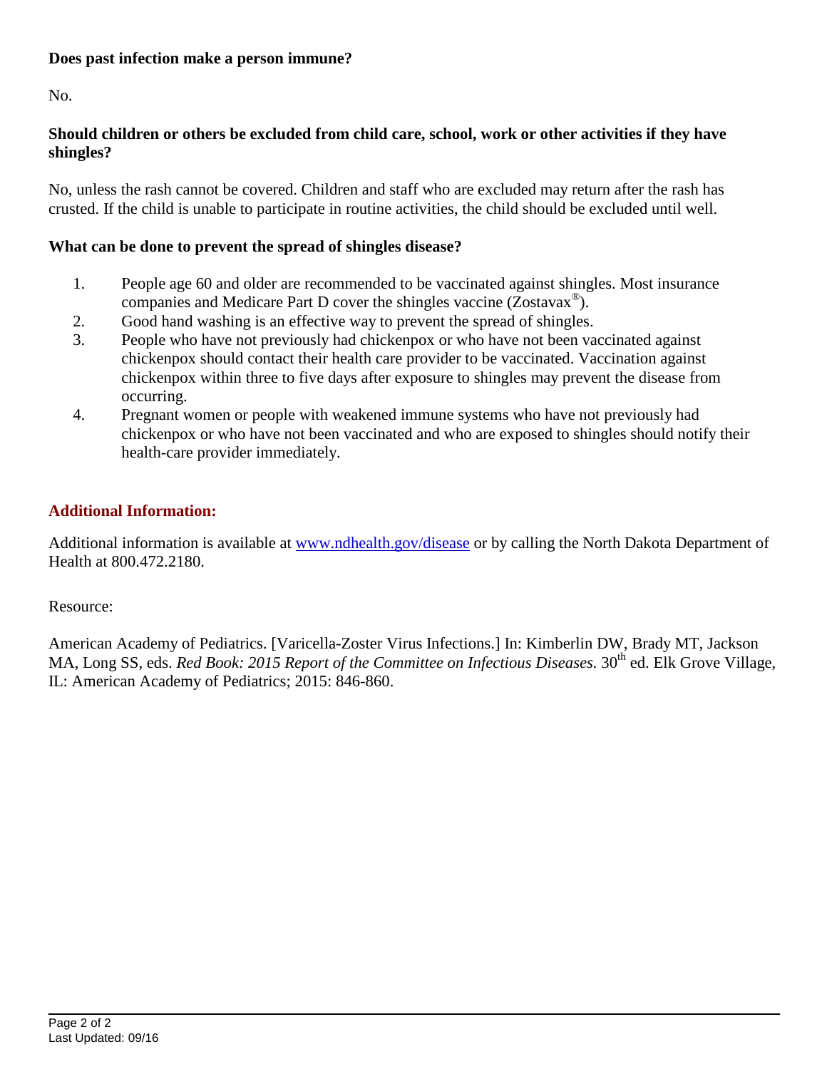**Does past infection make a person immune?**

No.

**Should children or others be excluded from child care, school, work or other activities if they have shingles?**

No, unless the rash cannot be covered. Children and staff who are excluded may return after the rash has crusted. If the child is unable to participate in routine activities, the child should be excluded until well.

**What can be done to prevent the spread of shingles disease?**

1. People age 60 and older are recommended to be vaccinated against shingles. Most insurance companies and Medicare Part D cover the shingles vaccine (Zostavax®).
2. Good hand washing is an effective way to prevent the spread of shingles.
3. People who have not previously had chickenpox or who have not been vaccinated against chickenpox should contact their health care provider to be vaccinated. Vaccination against chickenpox within three to five days after exposure to shingles may prevent the disease from occurring.
4. Pregnant women or people with weakened immune systems who have not previously had chickenpox or who have not been vaccinated and who are exposed to shingles should notify their health-care provider immediately.

## Additional Information:

Additional information is available at [www.ndhealth.gov/disease](http://www.ndhealth.gov/disease) or by calling the North Dakota Department of Health at 800.472.2180.

Resource:

American Academy of Pediatrics. [Varicella-Zoster Virus Infections.] In: Kimberlin DW, Brady MT, Jackson MA, Long SS, eds. *Red Book: 2015 Report of the Committee on Infectious Diseases.* 30th ed. Elk Grove Village, IL: American Academy of Pediatrics; 2015: 846-860.

Last Updated: 09/16